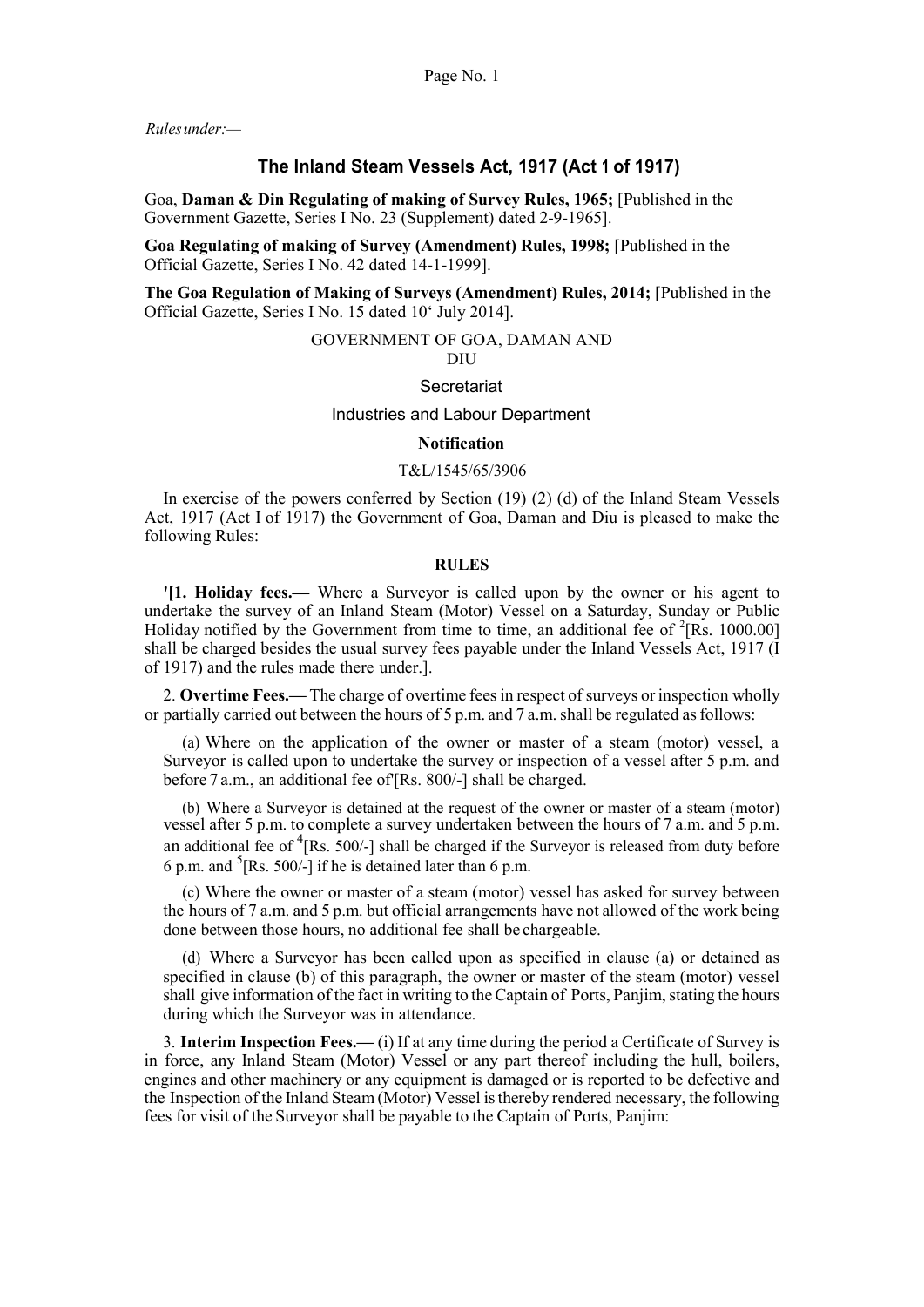*Rules under:—*

## The Inland Steam Vessels Act, 1917 (Act 1 of 1917)

Goa, **Daman & Din Regulating of making of Survey Rules, 1965;** [Published in the Government Gazette, Series I No. 23 (Supplement) dated 2-9-1965].

**Goa Regulating of making of Survey (Amendment) Rules, 1998;** [Published in the Official Gazette, Series I No. 42 dated 14-1-1999].

**The Goa Regulation of Making of Surveys (Amendment) Rules, 2014;** [Published in the Official Gazette, Series I No. 15 dated 10‘ July 2014].

GOVERNMENT OF GOA, DAMAN AND DIU

Secretariat

Industries and Labour Department

**Notification**

T&L/1545/65/3906

In exercise of the powers conferred by Section (19) (2) (d) of the Inland Steam Vessels Act, 1917 (Act I of 1917) the Government of Goa, Daman and Diu is pleased to make the following Rules:

**RULES**

'[1. **Holiday fees.—** Where a Surveyor is called upon by the owner or his agent to undertake the survey of an Inland Steam (Motor) Vessel on a Saturday, Sunday or Public Holiday notified by the Government from time to time, an additional fee of [2][Rs. 1000.00] shall be charged besides the usual survey fees payable under the Inland Vessels Act, 1917 (I of 1917) and the rules made there under.].

2. **Overtime Fees.—** The charge of overtime fees in respect of surveys or inspection wholly or partially carried out between the hours of 5 p.m. and 7 a.m. shall be regulated as follows:

(a) Where on the application of the owner or master of a steam (motor) vessel, a Surveyor is called upon to undertake the survey or inspection of a vessel after 5 p.m. and before 7 a.m., an additional fee of'[Rs. 800/-] shall be charged.

(b) Where a Surveyor is detained at the request of the owner or master of a steam (motor) vessel after 5 p.m. to complete a survey undertaken between the hours of 7 a.m. and 5 p.m. an additional fee of [4][Rs. 500/-] shall be charged if the Surveyor is released from duty before 6 p.m. and [5][Rs. 500/-] if he is detained later than 6 p.m.

(c) Where the owner or master of a steam (motor) vessel has asked for survey between the hours of 7 a.m. and 5 p.m. but official arrangements have not allowed of the work being done between those hours, no additional fee shall be chargeable.

(d) Where a Surveyor has been called upon as specified in clause (a) or detained as specified in clause (b) of this paragraph, the owner or master of the steam (motor) vessel shall give information of the fact in writing to the Captain of Ports, Panjim, stating the hours during which the Surveyor was in attendance.

3. **Interim Inspection Fees.—** (i) If at any time during the period a Certificate of Survey is in force, any Inland Steam (Motor) Vessel or any part thereof including the hull, boilers, engines and other machinery or any equipment is damaged or is reported to be defective and the Inspection of the Inland Steam (Motor) Vessel is thereby rendered necessary, the following fees for visit of the Surveyor shall be payable to the Captain of Ports, Panjim: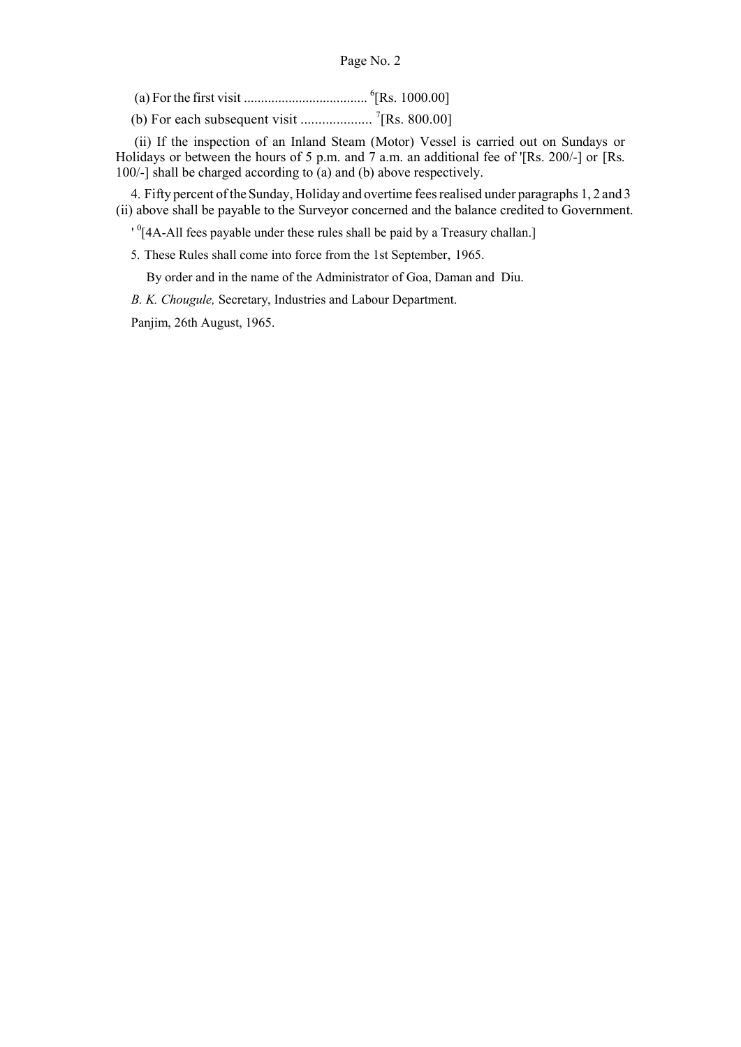(a) For the first visit .................................... [6][Rs. 1000.00]

(b) For each subsequent visit .................... [7][Rs. 800.00]

(ii) If the inspection of an Inland Steam (Motor) Vessel is carried out on Sundays or Holidays or between the hours of 5 p.m. and 7 a.m. an additional fee of '[Rs. 200/-] or [Rs. 100/-] shall be charged according to (a) and (b) above respectively.

4. Fifty percent of the Sunday, Holiday and overtime fees realised under paragraphs 1, 2 and 3 (ii) above shall be payable to the Surveyor concerned and the balance credited to Government.

' [0][4A-All fees payable under these rules shall be paid by a Treasury challan.]

5. These Rules shall come into force from the 1st September, 1965.

By order and in the name of the Administrator of Goa, Daman and Diu.

*B. K. Chougule,* Secretary, Industries and Labour Department.

Panjim, 26th August, 1965.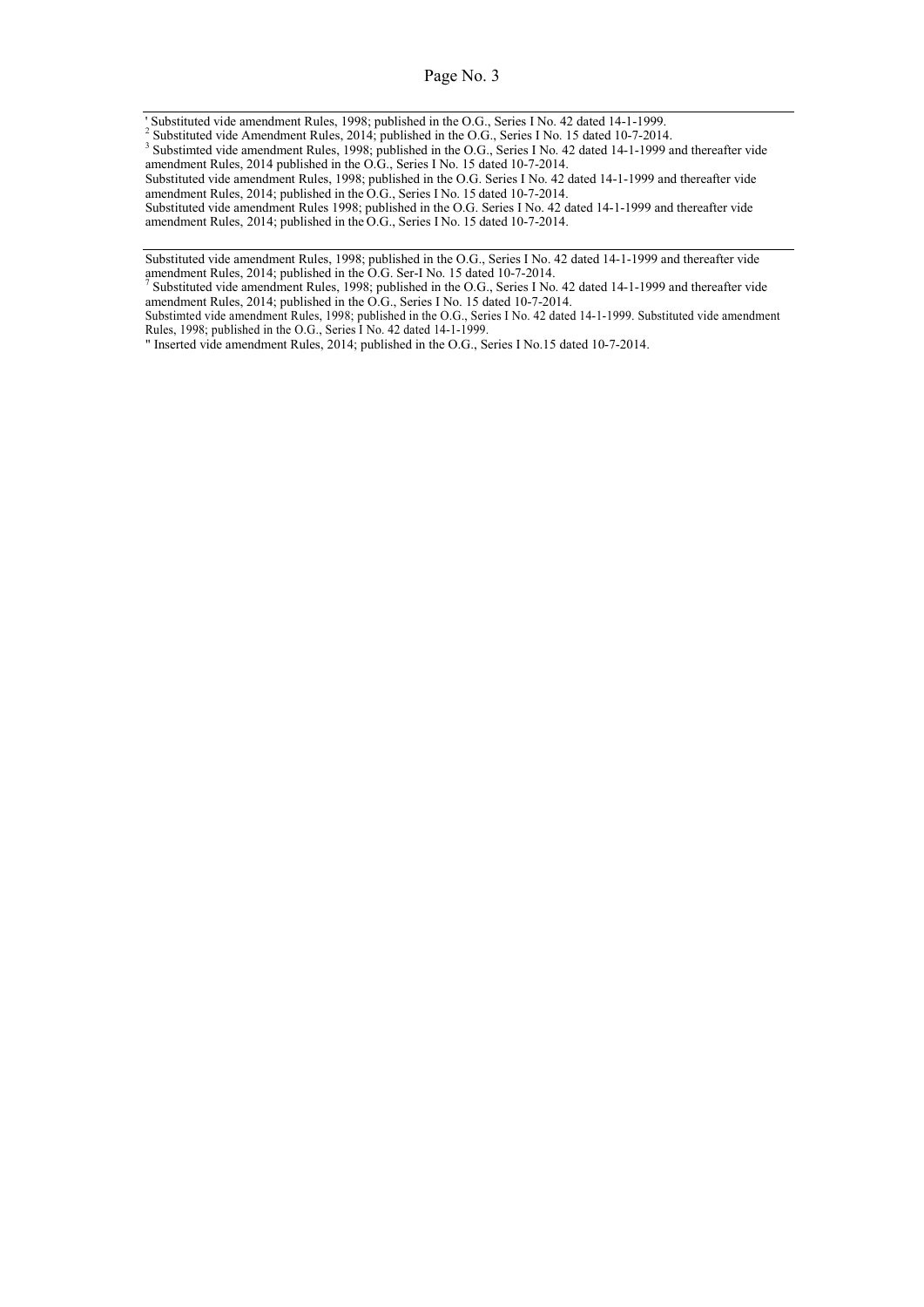[1] Substituted vide amendment Rules, 1998; published in the O.G., Series I No. 42 dated 14-1-1999.

[2] Substituted vide Amendment Rules, 2014; published in the O.G., Series I No. 15 dated 10-7-2014.

[3] Substimted vide amendment Rules, 1998; published in the O.G., Series I No. 42 dated 14-1-1999 and thereafter vide amendment Rules, 2014 published in the O.G., Series I No. 15 dated 10-7-2014.

Substituted vide amendment Rules, 1998; published in the O.G. Series I No. 42 dated 14-1-1999 and thereafter vide amendment Rules, 2014; published in the O.G., Series I No. 15 dated 10-7-2014.

Substituted vide amendment Rules 1998; published in the O.G. Series I No. 42 dated 14-1-1999 and thereafter vide amendment Rules, 2014; published in the O.G., Series I No. 15 dated 10-7-2014.

---

Substituted vide amendment Rules, 1998; published in the O.G., Series I No. 42 dated 14-1-1999 and thereafter vide amendment Rules, 2014; published in the O.G. Ser-I No. 15 dated 10-7-2014.

[7] Substituted vide amendment Rules, 1998; published in the O.G., Series I No. 42 dated 14-1-1999 and thereafter vide amendment Rules, 2014; published in the O.G., Series I No. 15 dated 10-7-2014.

Substimted vide amendment Rules, 1998; published in the O.G., Series I No. 42 dated 14-1-1999. Substituted vide amendment Rules, 1998; published in the O.G., Series I No. 42 dated 14-1-1999.

" Inserted vide amendment Rules, 2014; published in the O.G., Series I No.15 dated 10-7-2014.